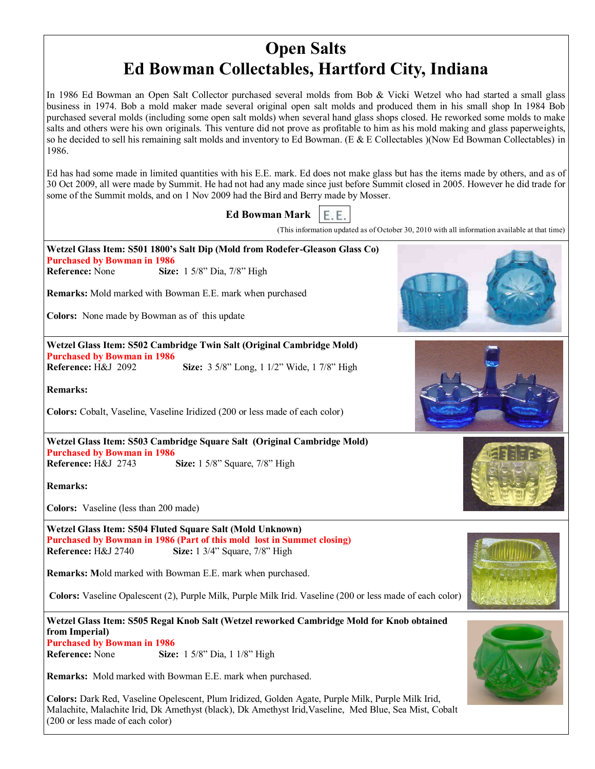# Open Salts
# Ed Bowman Collectables, Hartford City, Indiana

In 1986 Ed Bowman an Open Salt Collector purchased several molds from Bob & Vicki Wetzel who had started a small glass business in 1974. Bob a mold maker made several original open salt molds and produced them in his small shop In 1984 Bob purchased several molds (including some open salt molds) when several hand glass shops closed. He reworked some molds to make salts and others were his own originals. This venture did not prove as profitable to him as his mold making and glass paperweights, so he decided to sell his remaining salt molds and inventory to Ed Bowman. (E & E Collectables )(Now Ed Bowman Collectables) in 1986.

Ed has had some made in limited quantities with his E.E. mark. Ed does not make glass but has the items made by others, and as of 30 Oct 2009, all were made by Summit. He had not had any made since just before Summit closed in 2005. However he did trade for some of the Summit molds, and on 1 Nov 2009 had the Bird and Berry made by Mosser.

**Ed Bowman Mark** E.E.

(This information updated as of October 30, 2010 with all information available at that time)

---

**Wetzel Glass Item: S501 1800's Salt Dip (Mold from Rodefer-Gleason Glass Co)**
**Purchased by Bowman in 1986**
**Reference:** None **Size:** 1 5/8" Dia, 7/8" High

**Remarks:** Mold marked with Bowman E.E. mark when purchased

**Colors:** None made by Bowman as of this update

---

**Wetzel Glass Item: S502 Cambridge Twin Salt (Original Cambridge Mold)**
**Purchased by Bowman in 1986**
**Reference:** H&J 2092 **Size:** 3 5/8" Long, 1 1/2" Wide, 1 7/8" High

**Remarks:**

**Colors:** Cobalt, Vaseline, Vaseline Iridized (200 or less made of each color)

---

**Wetzel Glass Item: S503 Cambridge Square Salt (Original Cambridge Mold)**
**Purchased by Bowman in 1986**
**Reference:** H&J 2743 **Size:** 1 5/8" Square, 7/8" High

**Remarks:**

**Colors:** Vaseline (less than 200 made)

---

**Wetzel Glass Item: S504 Fluted Square Salt (Mold Unknown)**
**Purchased by Bowman in 1986 (Part of this mold lost in Summet closing)**
**Reference:** H&J 2740 **Size:** 1 3/4" Square, 7/8" High

**Remarks:** Mold marked with Bowman E.E. mark when purchased.

**Colors:** Vaseline Opalescent (2), Purple Milk, Purple Milk Irid. Vaseline (200 or less made of each color)

---

**Wetzel Glass Item: S505 Regal Knob Salt (Wetzel reworked Cambridge Mold for Knob obtained from Imperial)**
**Purchased by Bowman in 1986**
**Reference:** None **Size:** 1 5/8" Dia, 1 1/8" High

**Remarks:** Mold marked with Bowman E.E. mark when purchased.

**Colors:** Dark Red, Vaseline Opelescent, Plum Iridized, Golden Agate, Purple Milk, Purple Milk Irid, Malachite, Malachite Irid, Dk Amethyst (black), Dk Amethyst Irid,Vaseline, Med Blue, Sea Mist, Cobalt (200 or less made of each color)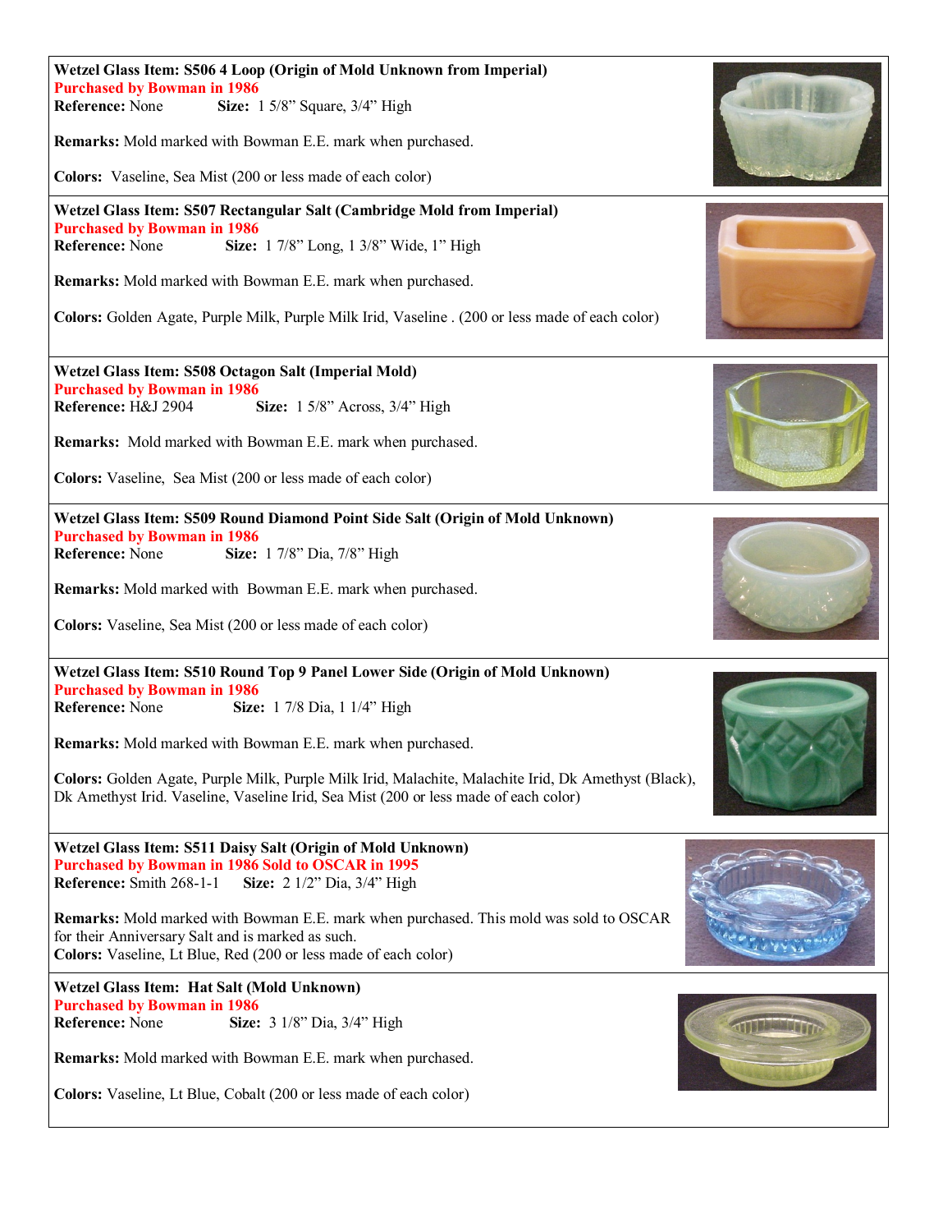**Wetzel Glass Item: S506 4 Loop (Origin of Mold Unknown from Imperial)**
Purchased by Bowman in 1986
**Reference:** None **Size:** 1 5/8” Square, 3/4” High

**Remarks:** Mold marked with Bowman E.E. mark when purchased.

**Colors:** Vaseline, Sea Mist (200 or less made of each color)

---

**Wetzel Glass Item: S507 Rectangular Salt (Cambridge Mold from Imperial)**
Purchased by Bowman in 1986
**Reference:** None **Size:** 1 7/8” Long, 1 3/8” Wide, 1” High

**Remarks:** Mold marked with Bowman E.E. mark when purchased.

**Colors:** Golden Agate, Purple Milk, Purple Milk Irid, Vaseline . (200 or less made of each color)

---

**Wetzel Glass Item: S508 Octagon Salt (Imperial Mold)**
Purchased by Bowman in 1986
**Reference:** H&J 2904 **Size:** 1 5/8” Across, 3/4” High

**Remarks:** Mold marked with Bowman E.E. mark when purchased.

**Colors:** Vaseline, Sea Mist (200 or less made of each color)

---

**Wetzel Glass Item: S509 Round Diamond Point Side Salt (Origin of Mold Unknown)**
Purchased by Bowman in 1986
**Reference:** None **Size:** 1 7/8” Dia, 7/8” High

**Remarks:** Mold marked with Bowman E.E. mark when purchased.

**Colors:** Vaseline, Sea Mist (200 or less made of each color)

---

**Wetzel Glass Item: S510 Round Top 9 Panel Lower Side (Origin of Mold Unknown)**
Purchased by Bowman in 1986
**Reference:** None **Size:** 1 7/8 Dia, 1 1/4” High

**Remarks:** Mold marked with Bowman E.E. mark when purchased.

**Colors:** Golden Agate, Purple Milk, Purple Milk Irid, Malachite, Malachite Irid, Dk Amethyst (Black), Dk Amethyst Irid. Vaseline, Vaseline Irid, Sea Mist (200 or less made of each color)

---

**Wetzel Glass Item: S511 Daisy Salt (Origin of Mold Unknown)**
Purchased by Bowman in 1986 Sold to OSCAR in 1995
**Reference:** Smith 268-1-1 **Size:** 2 1/2” Dia, 3/4” High

**Remarks:** Mold marked with Bowman E.E. mark when purchased. This mold was sold to OSCAR for their Anniversary Salt and is marked as such.
**Colors:** Vaseline, Lt Blue, Red (200 or less made of each color)

---

**Wetzel Glass Item: Hat Salt (Mold Unknown)**
Purchased by Bowman in 1986
**Reference:** None **Size:** 3 1/8” Dia, 3/4” High

**Remarks:** Mold marked with Bowman E.E. mark when purchased.

**Colors:** Vaseline, Lt Blue, Cobalt (200 or less made of each color)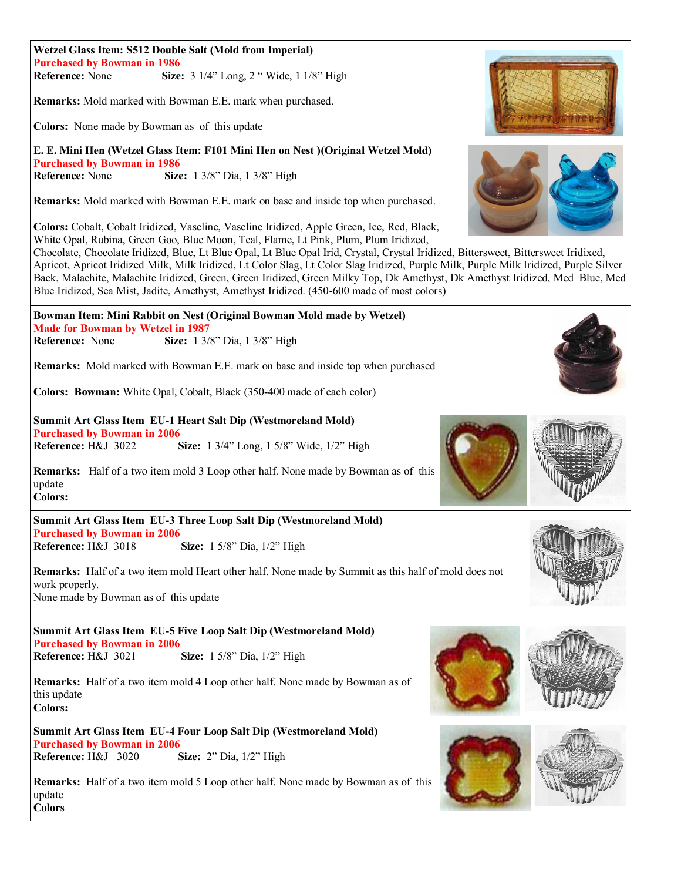**Wetzel Glass Item: S512 Double Salt (Mold from Imperial)**
Purchased by Bowman in 1986
**Reference:** None **Size:** 3 1/4" Long, 2 " Wide, 1 1/8" High

**Remarks:** Mold marked with Bowman E.E. mark when purchased.

**Colors:** None made by Bowman as of this update

---

**E. E. Mini Hen (Wetzel Glass Item: F101 Mini Hen on Nest )(Original Wetzel Mold)**
Purchased by Bowman in 1986
**Reference:** None **Size:** 1 3/8" Dia, 1 3/8" High

**Remarks:** Mold marked with Bowman E.E. mark on base and inside top when purchased.

**Colors:** Cobalt, Cobalt Iridized, Vaseline, Vaseline Iridized, Apple Green, Ice, Red, Black, White Opal, Rubina, Green Goo, Blue Moon, Teal, Flame, Lt Pink, Plum, Plum Iridized, Chocolate, Chocolate Iridized, Blue, Lt Blue Opal, Lt Blue Opal Irid, Crystal, Crystal Iridized, Bittersweet, Bittersweet Iridixed, Apricot, Apricot Iridized Milk, Milk Iridized, Lt Color Slag, Lt Color Slag Iridized, Purple Milk, Purple Milk Iridized, Purple Silver Back, Malachite, Malachite Iridized, Green, Green Iridized, Green Milky Top, Dk Amethyst, Dk Amethyst Iridized, Med Blue, Med Blue Iridized, Sea Mist, Jadite, Amethyst, Amethyst Iridized. (450-600 made of most colors)

---

**Bowman Item: Mini Rabbit on Nest (Original Bowman Mold made by Wetzel)**
Made for Bowman by Wetzel in 1987
**Reference:** None **Size:** 1 3/8" Dia, 1 3/8" High

**Remarks:** Mold marked with Bowman E.E. mark on base and inside top when purchased

**Colors: Bowman:** White Opal, Cobalt, Black (350-400 made of each color)

---

**Summit Art Glass Item EU-1 Heart Salt Dip (Westmoreland Mold)**
Purchased by Bowman in 2006
**Reference:** H&J 3022 **Size:** 1 3/4" Long, 1 5/8" Wide, 1/2" High

**Remarks:** Half of a two item mold 3 Loop other half. None made by Bowman as of this update
**Colors:**

---

**Summit Art Glass Item EU-3 Three Loop Salt Dip (Westmoreland Mold)**
Purchased by Bowman in 2006
**Reference:** H&J 3018 **Size:** 1 5/8" Dia, 1/2" High

**Remarks:** Half of a two item mold Heart other half. None made by Summit as this half of mold does not work properly.
None made by Bowman as of this update

---

**Summit Art Glass Item EU-5 Five Loop Salt Dip (Westmoreland Mold)**
Purchased by Bowman in 2006
**Reference:** H&J 3021 **Size:** 1 5/8" Dia, 1/2" High

**Remarks:** Half of a two item mold 4 Loop other half. None made by Bowman as of this update
**Colors:**

---

**Summit Art Glass Item EU-4 Four Loop Salt Dip (Westmoreland Mold)**
Purchased by Bowman in 2006
**Reference:** H&J 3020 **Size:** 2" Dia, 1/2" High

**Remarks:** Half of a two item mold 5 Loop other half. None made by Bowman as of this update
**Colors**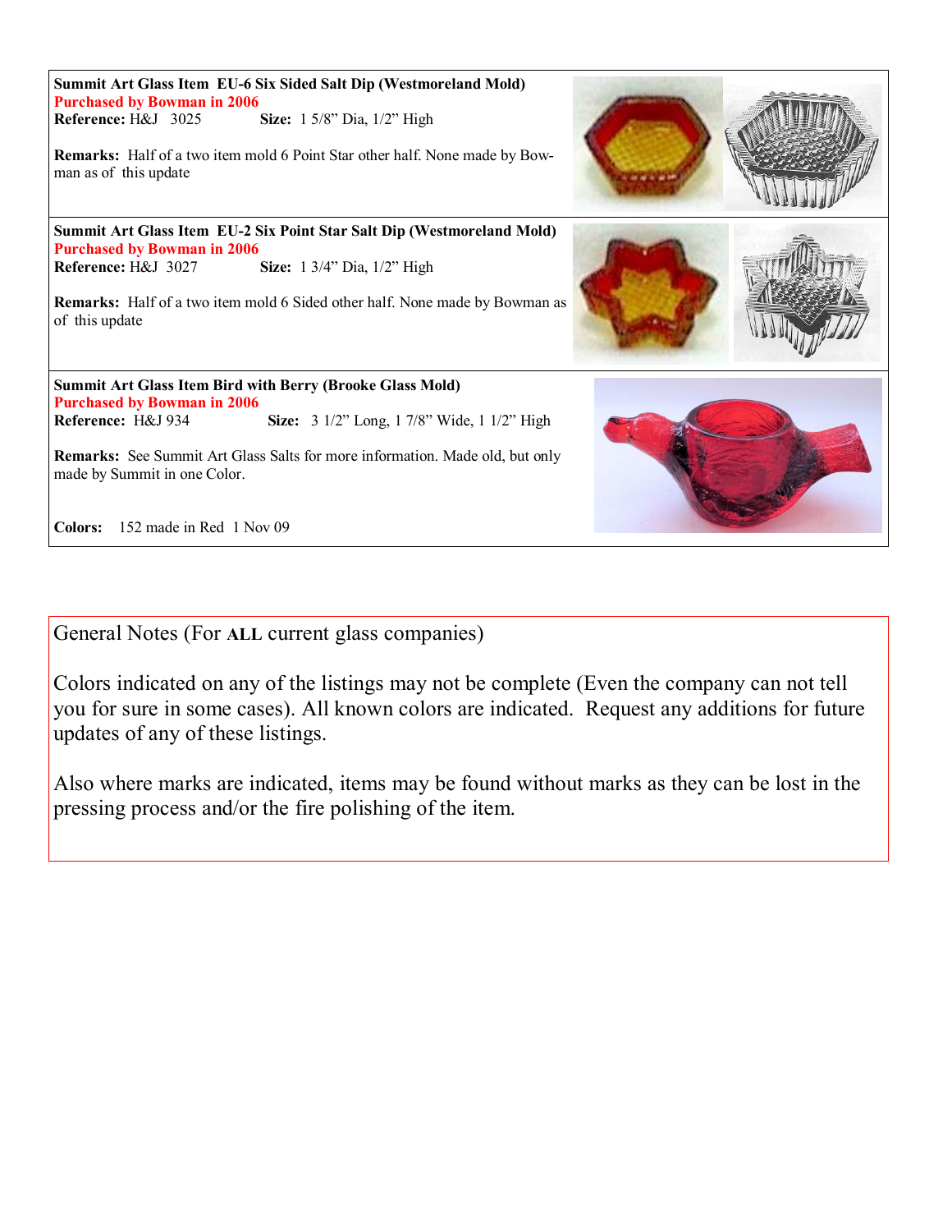**Summit Art Glass Item EU-6 Six Sided Salt Dip (Westmoreland Mold)**

**Purchased by Bowman in 2006**

**Reference:** H&J 3025 **Size:** 1 5/8" Dia, 1/2" High

**Remarks:** Half of a two item mold 6 Point Star other half. None made by Bowman as of this update

---

**Summit Art Glass Item EU-2 Six Point Star Salt Dip (Westmoreland Mold)**

**Purchased by Bowman in 2006**

**Reference:** H&J 3027 **Size:** 1 3/4" Dia, 1/2" High

**Remarks:** Half of a two item mold 6 Sided other half. None made by Bowman as of this update

---

**Summit Art Glass Item Bird with Berry (Brooke Glass Mold)**

**Purchased by Bowman in 2006**

**Reference:** H&J 934 **Size:** 3 1/2" Long, 1 7/8" Wide, 1 1/2" High

**Remarks:** See Summit Art Glass Salts for more information. Made old, but only made by Summit in one Color.

**Colors:** 152 made in Red 1 Nov 09

---

General Notes (For **ALL** current glass companies)

Colors indicated on any of the listings may not be complete (Even the company can not tell you for sure in some cases). All known colors are indicated. Request any additions for future updates of any of these listings.

Also where marks are indicated, items may be found without marks as they can be lost in the pressing process and/or the fire polishing of the item.